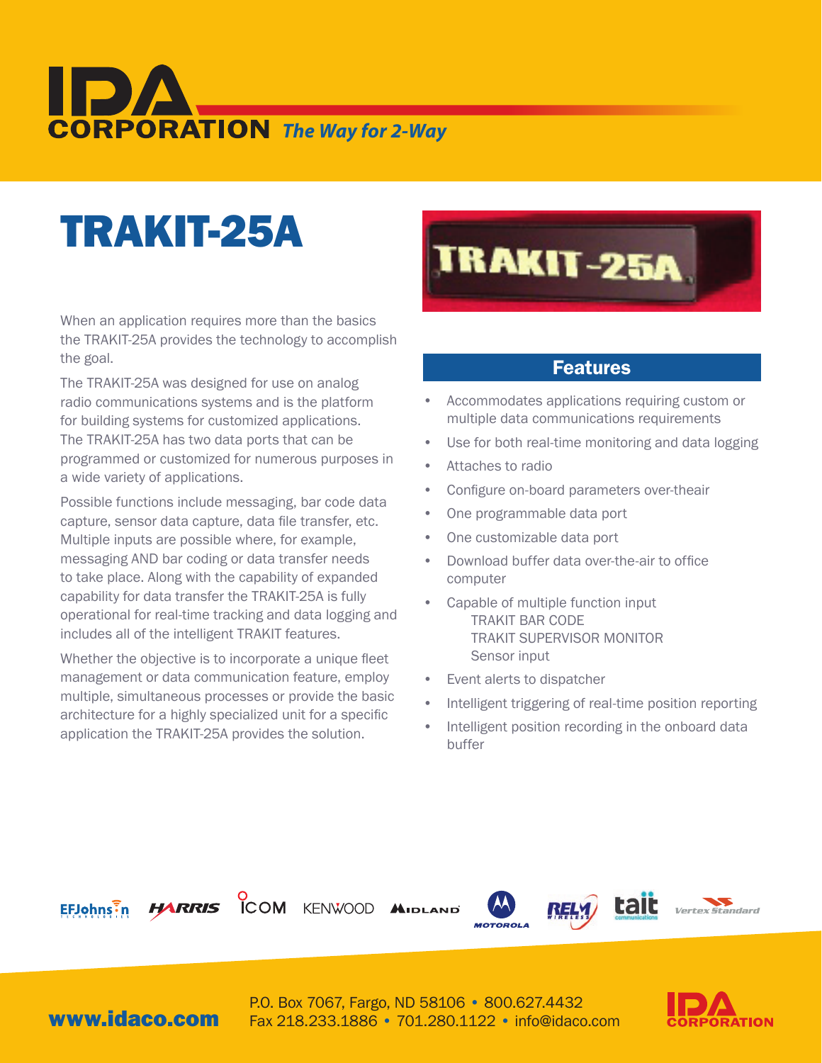IDA CORPORATION *The Way for 2-Way*

# TRAKIT-25A

When an application requires more than the basics the TRAKIT-25A provides the technology to accomplish the goal.

The TRAKIT-25A was designed for use on analog radio communications systems and is the platform for building systems for customized applications. The TRAKIT-25A has two data ports that can be programmed or customized for numerous purposes in a wide variety of applications.

Possible functions include messaging, bar code data capture, sensor data capture, data file transfer, etc. Multiple inputs are possible where, for example, messaging AND bar coding or data transfer needs to take place. Along with the capability of expanded capability for data transfer the TRAKIT-25A is fully operational for real-time tracking and data logging and includes all of the intelligent TRAKIT features.

Whether the objective is to incorporate a unique fleet management or data communication feature, employ multiple, simultaneous processes or provide the basic architecture for a highly specialized unit for a specific application the TRAKIT-25A provides the solution.

## Features

- Accommodates applications requiring custom or multiple data communications requirements
- Use for both real-time monitoring and data logging
- Attaches to radio
- Configure on-board parameters over-theair
- One programmable data port
- One customizable data port
- Download buffer data over-the-air to office computer
- Capable of multiple function input
  - TRAKIT BAR CODE
  - TRAKIT SUPERVISOR MONITOR
  - Sensor input
- Event alerts to dispatcher
- Intelligent triggering of real-time position reporting
- Intelligent position recording in the onboard data buffer

EFJohnson Technologies · HARRIS · ICOM · KENWOOD · MIDLAND · MOTOROLA · RELM Wireless · tait communications · Vertex Standard

www.idaco.com

P.O. Box 7067, Fargo, ND 58106 • 800.627.4432
Fax 218.233.1886 • 701.280.1122 • info@idaco.com

IDA CORPORATION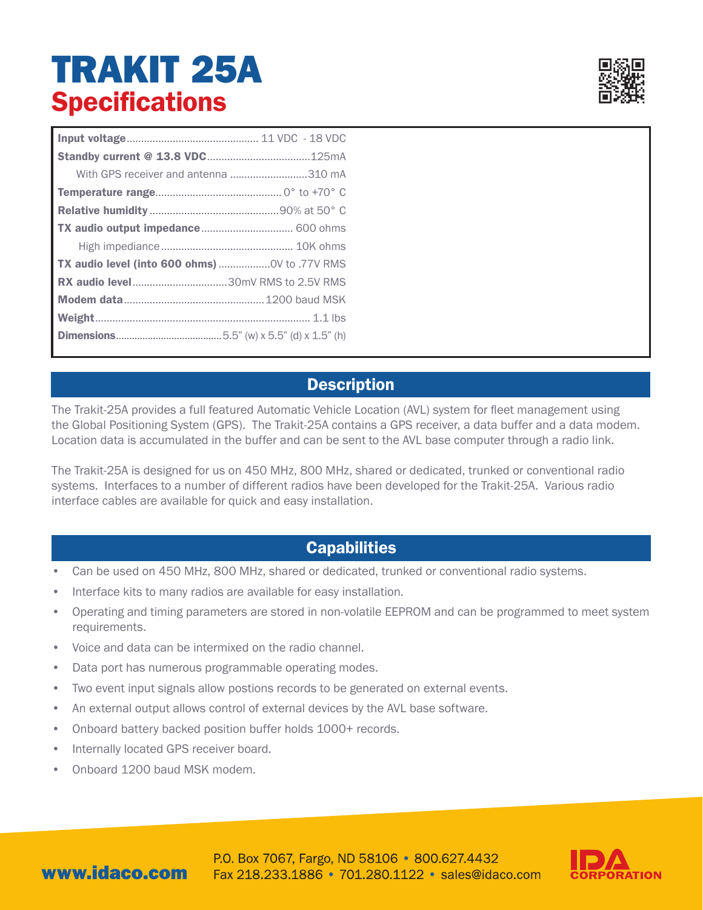# TRAKIT 25A
## Specifications

| | |
|---|---|
| **Input voltage** | 11 VDC - 18 VDC |
| **Standby current @ 13.8 VDC** | 125mA |
| With GPS receiver and antenna | 310 mA |
| **Temperature range** | 0° to +70° C |
| **Relative humidity** | 90% at 50° C |
| **TX audio output impedance** | 600 ohms |
| High impedance | 10K ohms |
| **TX audio level (into 600 ohms)** | 0V to .77V RMS |
| **RX audio level** | 30mV RMS to 2.5V RMS |
| **Modem data** | 1200 baud MSK |
| **Weight** | 1.1 lbs |
| **Dimensions** | 5.5" (w) x 5.5" (d) x 1.5" (h) |

## Description

The Trakit-25A provides a full featured Automatic Vehicle Location (AVL) system for fleet management using the Global Positioning System (GPS). The Trakit-25A contains a GPS receiver, a data buffer and a data modem. Location data is accumulated in the buffer and can be sent to the AVL base computer through a radio link.

The Trakit-25A is designed for us on 450 MHz, 800 MHz, shared or dedicated, trunked or conventional radio systems. Interfaces to a number of different radios have been developed for the Trakit-25A. Various radio interface cables are available for quick and easy installation.

## Capabilities

- Can be used on 450 MHz, 800 MHz, shared or dedicated, trunked or conventional radio systems.
- Interface kits to many radios are available for easy installation.
- Operating and timing parameters are stored in non-volatile EEPROM and can be programmed to meet system requirements.
- Voice and data can be intermixed on the radio channel.
- Data port has numerous programmable operating modes.
- Two event input signals allow postions records to be generated on external events.
- An external output allows control of external devices by the AVL base software.
- Onboard battery backed position buffer holds 1000+ records.
- Internally located GPS receiver board.
- Onboard 1200 baud MSK modem.

www.idaco.com

P.O. Box 7067, Fargo, ND 58106 • 800.627.4432
Fax 218.233.1886 • 701.280.1122 • sales@idaco.com

IDA CORPORATION